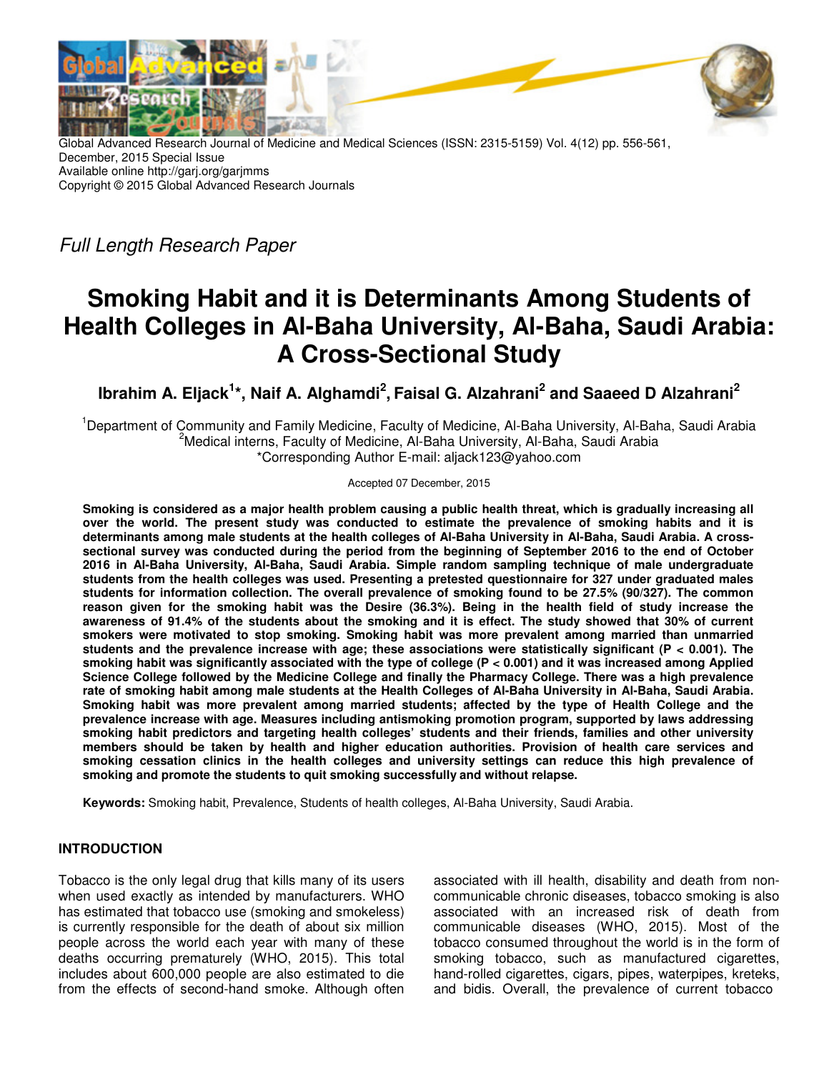Global Advanced Research Journal of Medicine and Medical Sciences (ISSN: 2315-5159) Vol. 4(12) pp. 556-561, December, 2015 Special Issue
Available online http://garj.org/garjmms
Copyright © 2015 Global Advanced Research Journals

*Full Length Research Paper*

# Smoking Habit and it is Determinants Among Students of Health Colleges in Al-Baha University, Al-Baha, Saudi Arabia: A Cross-Sectional Study

**Ibrahim A. Eljack[1]*, Naif A. Alghamdi[2], Faisal G. Alzahrani[2] and Saaeed D Alzahrani[2]**

[1]Department of Community and Family Medicine, Faculty of Medicine, Al-Baha University, Al-Baha, Saudi Arabia
[2]Medical interns, Faculty of Medicine, Al-Baha University, Al-Baha, Saudi Arabia
*Corresponding Author E-mail: aljack123@yahoo.com

Accepted 07 December, 2015

**Smoking is considered as a major health problem causing a public health threat, which is gradually increasing all over the world. The present study was conducted to estimate the prevalence of smoking habits and it is determinants among male students at the health colleges of Al-Baha University in Al-Baha, Saudi Arabia. A cross-sectional survey was conducted during the period from the beginning of September 2016 to the end of October 2016 in Al-Baha University, Al-Baha, Saudi Arabia. Simple random sampling technique of male undergraduate students from the health colleges was used. Presenting a pretested questionnaire for 327 under graduated males students for information collection. The overall prevalence of smoking found to be 27.5% (90/327). The common reason given for the smoking habit was the Desire (36.3%). Being in the health field of study increase the awareness of 91.4% of the students about the smoking and it is effect. The study showed that 30% of current smokers were motivated to stop smoking. Smoking habit was more prevalent among married than unmarried students and the prevalence increase with age; these associations were statistically significant ($P < 0.001$). The smoking habit was significantly associated with the type of college ($P < 0.001$) and it was increased among Applied Science College followed by the Medicine College and finally the Pharmacy College. There was a high prevalence rate of smoking habit among male students at the Health Colleges of Al-Baha University in Al-Baha, Saudi Arabia. Smoking habit was more prevalent among married students; affected by the type of Health College and the prevalence increase with age. Measures including antismoking promotion program, supported by laws addressing smoking habit predictors and targeting health colleges' students and their friends, families and other university members should be taken by health and higher education authorities. Provision of health care services and smoking cessation clinics in the health colleges and university settings can reduce this high prevalence of smoking and promote the students to quit smoking successfully and without relapse.**

**Keywords:** Smoking habit, Prevalence, Students of health colleges, Al-Baha University, Saudi Arabia.

## INTRODUCTION

Tobacco is the only legal drug that kills many of its users when used exactly as intended by manufacturers. WHO has estimated that tobacco use (smoking and smokeless) is currently responsible for the death of about six million people across the world each year with many of these deaths occurring prematurely (WHO, 2015). This total includes about 600,000 people are also estimated to die from the effects of second-hand smoke. Although often associated with ill health, disability and death from non-communicable chronic diseases, tobacco smoking is also associated with an increased risk of death from communicable diseases (WHO, 2015). Most of the tobacco consumed throughout the world is in the form of smoking tobacco, such as manufactured cigarettes, hand-rolled cigarettes, cigars, pipes, waterpipes, kreteks, and bidis. Overall, the prevalence of current tobacco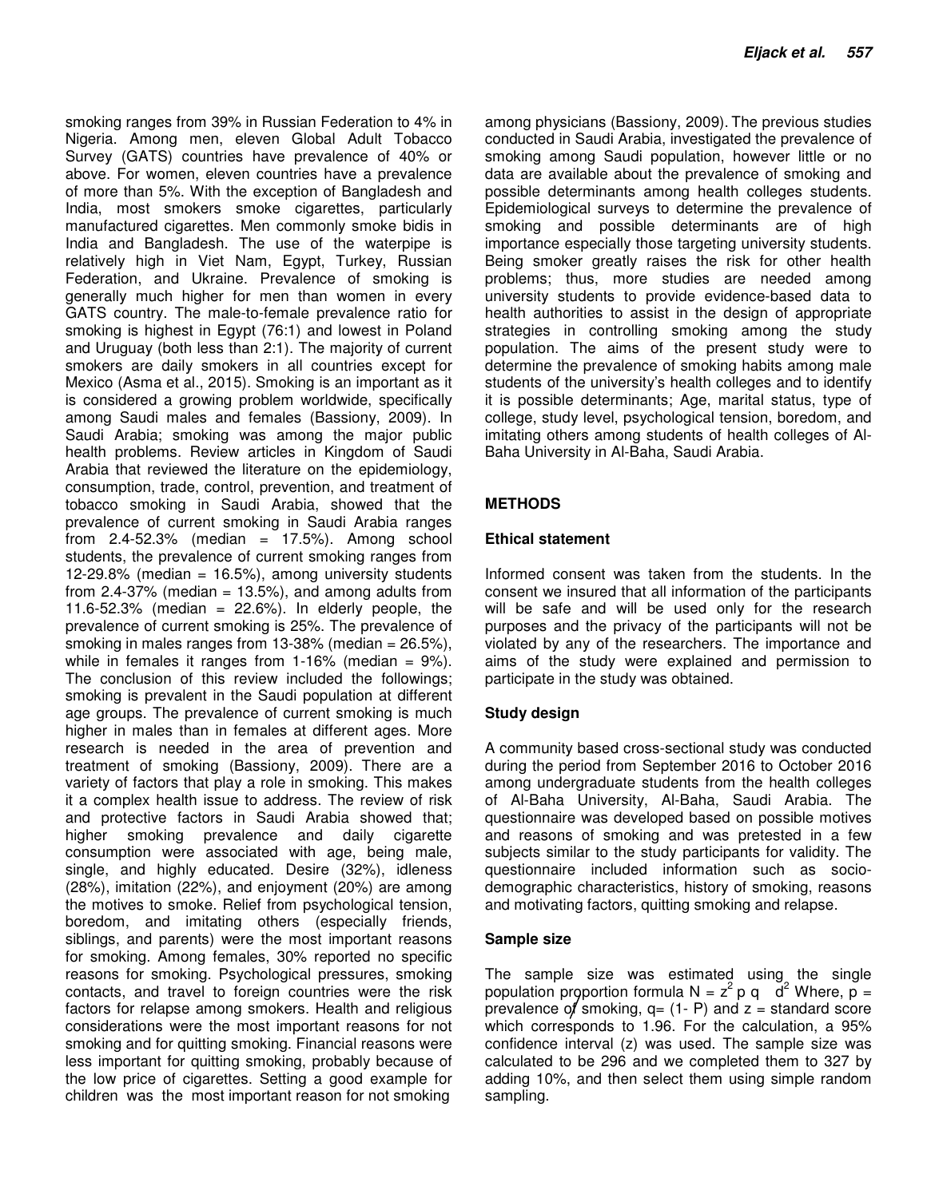smoking ranges from 39% in Russian Federation to 4% in Nigeria. Among men, eleven Global Adult Tobacco Survey (GATS) countries have prevalence of 40% or above. For women, eleven countries have a prevalence of more than 5%. With the exception of Bangladesh and India, most smokers smoke cigarettes, particularly manufactured cigarettes. Men commonly smoke bidis in India and Bangladesh. The use of the waterpipe is relatively high in Viet Nam, Egypt, Turkey, Russian Federation, and Ukraine. Prevalence of smoking is generally much higher for men than women in every GATS country. The male-to-female prevalence ratio for smoking is highest in Egypt (76:1) and lowest in Poland and Uruguay (both less than 2:1). The majority of current smokers are daily smokers in all countries except for Mexico (Asma et al., 2015). Smoking is an important as it is considered a growing problem worldwide, specifically among Saudi males and females (Bassiony, 2009). In Saudi Arabia; smoking was among the major public health problems. Review articles in Kingdom of Saudi Arabia that reviewed the literature on the epidemiology, consumption, trade, control, prevention, and treatment of tobacco smoking in Saudi Arabia, showed that the prevalence of current smoking in Saudi Arabia ranges from 2.4-52.3% (median = 17.5%). Among school students, the prevalence of current smoking ranges from 12-29.8% (median = 16.5%), among university students from 2.4-37% (median = 13.5%), and among adults from 11.6-52.3% (median = 22.6%). In elderly people, the prevalence of current smoking is 25%. The prevalence of smoking in males ranges from 13-38% (median = 26.5%), while in females it ranges from 1-16% (median = 9%). The conclusion of this review included the followings; smoking is prevalent in the Saudi population at different age groups. The prevalence of current smoking is much higher in males than in females at different ages. More research is needed in the area of prevention and treatment of smoking (Bassiony, 2009). There are a variety of factors that play a role in smoking. This makes it a complex health issue to address. The review of risk and protective factors in Saudi Arabia showed that; higher smoking prevalence and daily cigarette consumption were associated with age, being male, single, and highly educated. Desire (32%), idleness (28%), imitation (22%), and enjoyment (20%) are among the motives to smoke. Relief from psychological tension, boredom, and imitating others (especially friends, siblings, and parents) were the most important reasons for smoking. Among females, 30% reported no specific reasons for smoking. Psychological pressures, smoking contacts, and travel to foreign countries were the risk factors for relapse among smokers. Health and religious considerations were the most important reasons for not smoking and for quitting smoking. Financial reasons were less important for quitting smoking, probably because of the low price of cigarettes. Setting a good example for children was the most important reason for not smoking among physicians (Bassiony, 2009). The previous studies conducted in Saudi Arabia, investigated the prevalence of smoking among Saudi population, however little or no data are available about the prevalence of smoking and possible determinants among health colleges students. Epidemiological surveys to determine the prevalence of smoking and possible determinants are of high importance especially those targeting university students. Being smoker greatly raises the risk for other health problems; thus, more studies are needed among university students to provide evidence-based data to health authorities to assist in the design of appropriate strategies in controlling smoking among the study population. The aims of the present study were to determine the prevalence of smoking habits among male students of the university's health colleges and to identify it is possible determinants; Age, marital status, type of college, study level, psychological tension, boredom, and imitating others among students of health colleges of Al-Baha University in Al-Baha, Saudi Arabia.

## METHODS

### Ethical statement

Informed consent was taken from the students. In the consent we insured that all information of the participants will be safe and will be used only for the research purposes and the privacy of the participants will not be violated by any of the researchers. The importance and aims of the study were explained and permission to participate in the study was obtained.

### Study design

A community based cross-sectional study was conducted during the period from September 2016 to October 2016 among undergraduate students from the health colleges of Al-Baha University, Al-Baha, Saudi Arabia. The questionnaire was developed based on possible motives and reasons of smoking and was pretested in a few subjects similar to the study participants for validity. The questionnaire included information such as socio-demographic characteristics, history of smoking, reasons and motivating factors, quitting smoking and relapse.

### Sample size

The sample size was estimated using the single population proportion formula $N = z^2 p q / d^2$ Where, p = prevalence of smoking, q= (1- P) and z = standard score which corresponds to 1.96. For the calculation, a 95% confidence interval (z) was used. The sample size was calculated to be 296 and we completed them to 327 by adding 10%, and then select them using simple random sampling.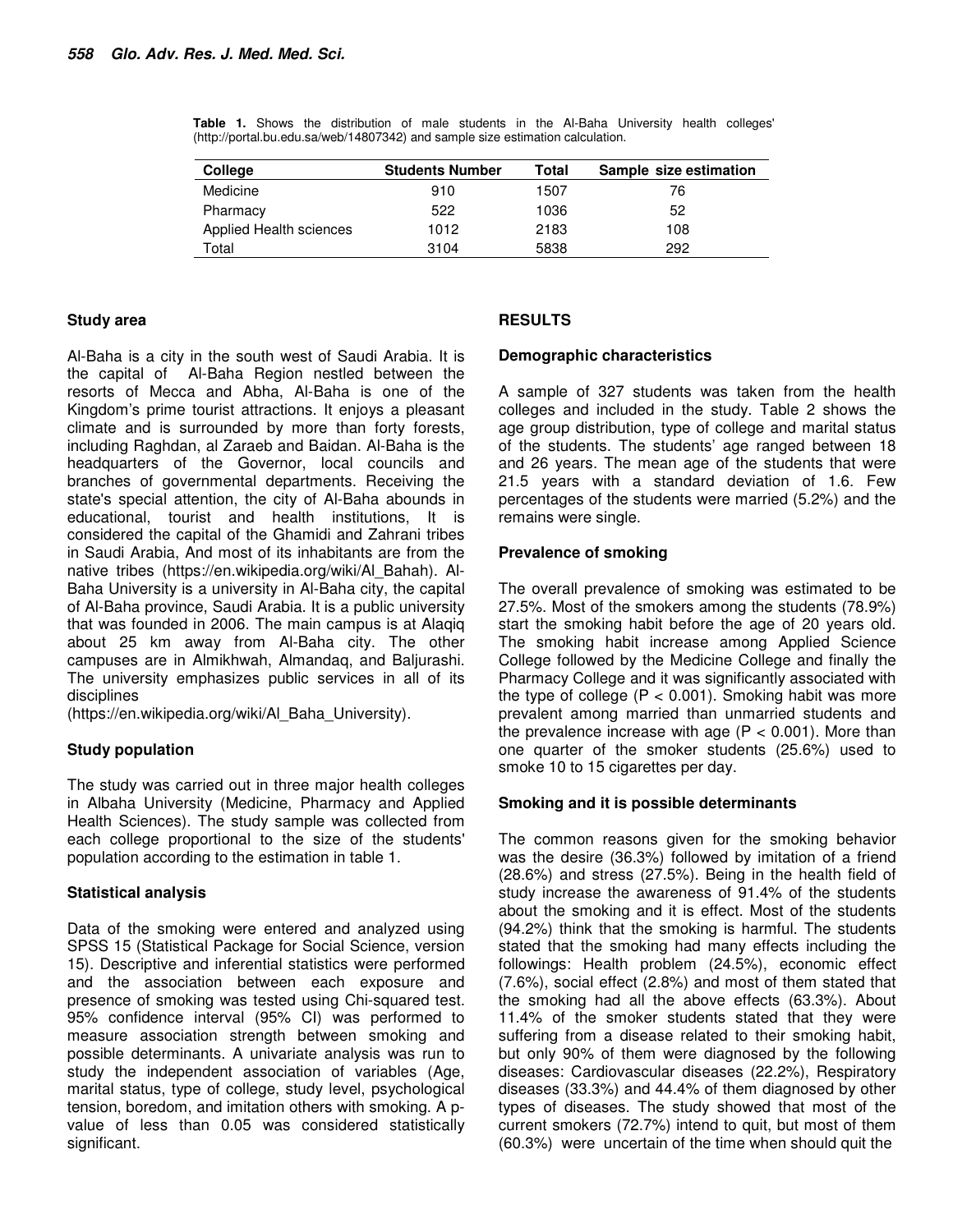**Table 1.** Shows the distribution of male students in the Al-Baha University health colleges' (http://portal.bu.edu.sa/web/14807342) and sample size estimation calculation.

| College | Students Number | Total | Sample size estimation |
|---|---|---|---|
| Medicine | 910 | 1507 | 76 |
| Pharmacy | 522 | 1036 | 52 |
| Applied Health sciences | 1012 | 2183 | 108 |
| Total | 3104 | 5838 | 292 |

### Study area

Al-Baha is a city in the south west of Saudi Arabia. It is the capital of Al-Baha Region nestled between the resorts of Mecca and Abha, Al-Baha is one of the Kingdom's prime tourist attractions. It enjoys a pleasant climate and is surrounded by more than forty forests, including Raghdan, al Zaraeb and Baidan. Al-Baha is the headquarters of the Governor, local councils and branches of governmental departments. Receiving the state's special attention, the city of Al-Baha abounds in educational, tourist and health institutions, It is considered the capital of the Ghamidi and Zahrani tribes in Saudi Arabia, And most of its inhabitants are from the native tribes (https://en.wikipedia.org/wiki/Al_Bahah). Al-Baha University is a university in Al-Baha city, the capital of Al-Baha province, Saudi Arabia. It is a public university that was founded in 2006. The main campus is at Alaqiq about 25 km away from Al-Baha city. The other campuses are in Almikhwah, Almandaq, and Baljurashi. The university emphasizes public services in all of its disciplines
(https://en.wikipedia.org/wiki/Al_Baha_University).

### Study population

The study was carried out in three major health colleges in Albaha University (Medicine, Pharmacy and Applied Health Sciences). The study sample was collected from each college proportional to the size of the students' population according to the estimation in table 1.

### Statistical analysis

Data of the smoking were entered and analyzed using SPSS 15 (Statistical Package for Social Science, version 15). Descriptive and inferential statistics were performed and the association between each exposure and presence of smoking was tested using Chi-squared test. 95% confidence interval (95% CI) was performed to measure association strength between smoking and possible determinants. A univariate analysis was run to study the independent association of variables (Age, marital status, type of college, study level, psychological tension, boredom, and imitation others with smoking. A p-value of less than 0.05 was considered statistically significant.

## RESULTS

### Demographic characteristics

A sample of 327 students was taken from the health colleges and included in the study. Table 2 shows the age group distribution, type of college and marital status of the students. The students' age ranged between 18 and 26 years. The mean age of the students that were 21.5 years with a standard deviation of 1.6. Few percentages of the students were married (5.2%) and the remains were single.

### Prevalence of smoking

The overall prevalence of smoking was estimated to be 27.5%. Most of the smokers among the students (78.9%) start the smoking habit before the age of 20 years old. The smoking habit increase among Applied Science College followed by the Medicine College and finally the Pharmacy College and it was significantly associated with the type of college ($P < 0.001$). Smoking habit was more prevalent among married than unmarried students and the prevalence increase with age ($P < 0.001$). More than one quarter of the smoker students (25.6%) used to smoke 10 to 15 cigarettes per day.

### Smoking and it is possible determinants

The common reasons given for the smoking behavior was the desire (36.3%) followed by imitation of a friend (28.6%) and stress (27.5%). Being in the health field of study increase the awareness of 91.4% of the students about the smoking and it is effect. Most of the students (94.2%) think that the smoking is harmful. The students stated that the smoking had many effects including the followings: Health problem (24.5%), economic effect (7.6%), social effect (2.8%) and most of them stated that the smoking had all the above effects (63.3%). About 11.4% of the smoker students stated that they were suffering from a disease related to their smoking habit, but only 90% of them were diagnosed by the following diseases: Cardiovascular diseases (22.2%), Respiratory diseases (33.3%) and 44.4% of them diagnosed by other types of diseases. The study showed that most of the current smokers (72.7%) intend to quit, but most of them (60.3%) were uncertain of the time when should quit the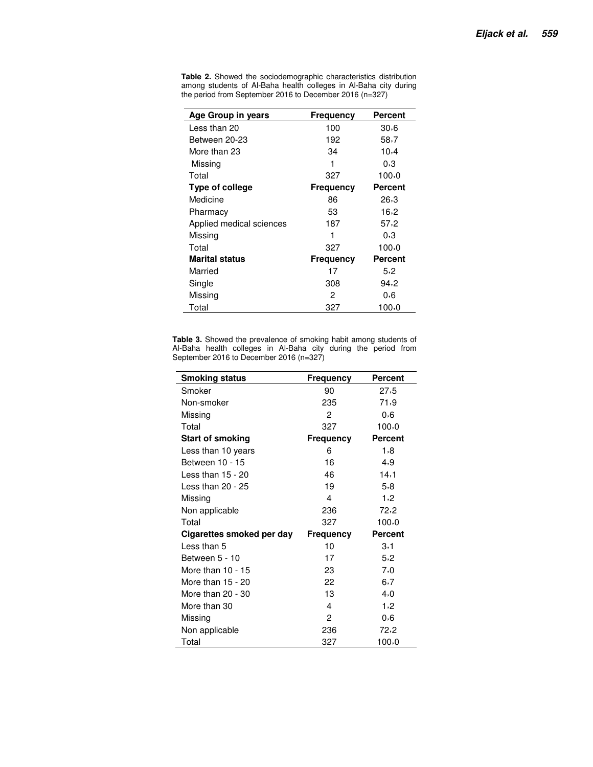**Table 2.** Showed the sociodemographic characteristics distribution among students of Al-Baha health colleges in Al-Baha city during the period from September 2016 to December 2016 (n=327)

| Age Group in years | Frequency | Percent |
|---|---|---|
| Less than 20 | 100 | 30,6 |
| Between 20-23 | 192 | 58,7 |
| More than 23 | 34 | 10,4 |
| Missing | 1 | 0,3 |
| Total | 327 | 100,0 |
| **Type of college** | **Frequency** | **Percent** |
| Medicine | 86 | 26,3 |
| Pharmacy | 53 | 16,2 |
| Applied medical sciences | 187 | 57,2 |
| Missing | 1 | 0,3 |
| Total | 327 | 100,0 |
| **Marital status** | **Frequency** | **Percent** |
| Married | 17 | 5,2 |
| Single | 308 | 94,2 |
| Missing | 2 | 0,6 |
| Total | 327 | 100,0 |

**Table 3.** Showed the prevalence of smoking habit among students of Al-Baha health colleges in Al-Baha city during the period from September 2016 to December 2016 (n=327)

| Smoking status | Frequency | Percent |
|---|---|---|
| Smoker | 90 | 27,5 |
| Non-smoker | 235 | 71,9 |
| Missing | 2 | 0,6 |
| Total | 327 | 100,0 |
| **Start of smoking** | **Frequency** | **Percent** |
| Less than 10 years | 6 | 1,8 |
| Between 10 - 15 | 16 | 4,9 |
| Less than 15 - 20 | 46 | 14,1 |
| Less than 20 - 25 | 19 | 5,8 |
| Missing | 4 | 1,2 |
| Non applicable | 236 | 72,2 |
| Total | 327 | 100,0 |
| **Cigarettes smoked per day** | **Frequency** | **Percent** |
| Less than 5 | 10 | 3,1 |
| Between 5 - 10 | 17 | 5,2 |
| More than 10 - 15 | 23 | 7,0 |
| More than 15 - 20 | 22 | 6,7 |
| More than 20 - 30 | 13 | 4,0 |
| More than 30 | 4 | 1,2 |
| Missing | 2 | 0,6 |
| Non applicable | 236 | 72,2 |
| Total | 327 | 100,0 |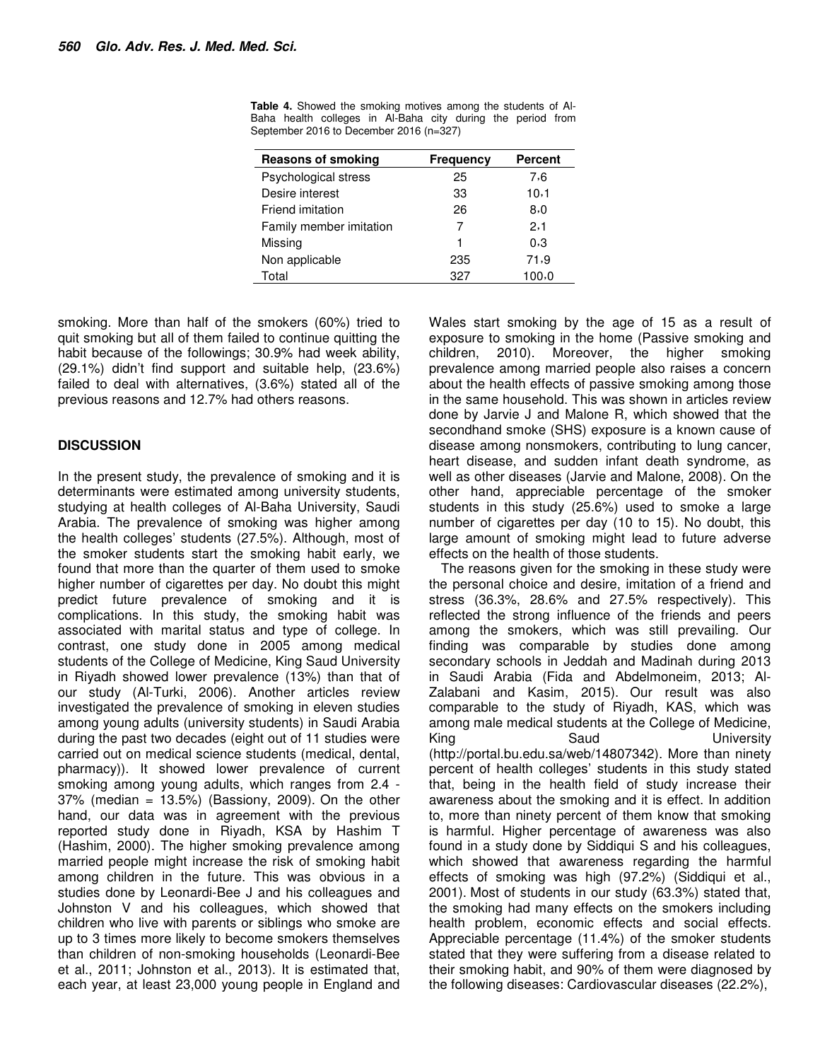**Table 4.** Showed the smoking motives among the students of Al-Baha health colleges in Al-Baha city during the period from September 2016 to December 2016 (n=327)

| Reasons of smoking | Frequency | Percent |
|---|---|---|
| Psychological stress | 25 | 7،6 |
| Desire interest | 33 | 10،1 |
| Friend imitation | 26 | 8،0 |
| Family member imitation | 7 | 2،1 |
| Missing | 1 | 0،3 |
| Non applicable | 235 | 71،9 |
| Total | 327 | 100،0 |

smoking. More than half of the smokers (60%) tried to quit smoking but all of them failed to continue quitting the habit because of the followings; 30.9% had week ability, (29.1%) didn't find support and suitable help, (23.6%) failed to deal with alternatives, (3.6%) stated all of the previous reasons and 12.7% had others reasons.

## DISCUSSION

In the present study, the prevalence of smoking and it is determinants were estimated among university students, studying at health colleges of Al-Baha University, Saudi Arabia. The prevalence of smoking was higher among the health colleges' students (27.5%). Although, most of the smoker students start the smoking habit early, we found that more than the quarter of them used to smoke higher number of cigarettes per day. No doubt this might predict future prevalence of smoking and it is complications. In this study, the smoking habit was associated with marital status and type of college. In contrast, one study done in 2005 among medical students of the College of Medicine, King Saud University in Riyadh showed lower prevalence (13%) than that of our study (Al-Turki, 2006). Another articles review investigated the prevalence of smoking in eleven studies among young adults (university students) in Saudi Arabia during the past two decades (eight out of 11 studies were carried out on medical science students (medical, dental, pharmacy)). It showed lower prevalence of current smoking among young adults, which ranges from 2.4 - 37% (median = 13.5%) (Bassiony, 2009). On the other hand, our data was in agreement with the previous reported study done in Riyadh, KSA by Hashim T (Hashim, 2000). The higher smoking prevalence among married people might increase the risk of smoking habit among children in the future. This was obvious in a studies done by Leonardi-Bee J and his colleagues and Johnston V and his colleagues, which showed that children who live with parents or siblings who smoke are up to 3 times more likely to become smokers themselves than children of non-smoking households (Leonardi-Bee et al., 2011; Johnston et al., 2013). It is estimated that, each year, at least 23,000 young people in England and Wales start smoking by the age of 15 as a result of exposure to smoking in the home (Passive smoking and children, 2010). Moreover, the higher smoking prevalence among married people also raises a concern about the health effects of passive smoking among those in the same household. This was shown in articles review done by Jarvie J and Malone R, which showed that the secondhand smoke (SHS) exposure is a known cause of disease among nonsmokers, contributing to lung cancer, heart disease, and sudden infant death syndrome, as well as other diseases (Jarvie and Malone, 2008). On the other hand, appreciable percentage of the smoker students in this study (25.6%) used to smoke a large number of cigarettes per day (10 to 15). No doubt, this large amount of smoking might lead to future adverse effects on the health of those students.

The reasons given for the smoking in these study were the personal choice and desire, imitation of a friend and stress (36.3%, 28.6% and 27.5% respectively). This reflected the strong influence of the friends and peers among the smokers, which was still prevailing. Our finding was comparable by studies done among secondary schools in Jeddah and Madinah during 2013 in Saudi Arabia (Fida and Abdelmoneim, 2013; Al-Zalabani and Kasim, 2015). Our result was also comparable to the study of Riyadh, KAS, which was among male medical students at the College of Medicine, King Saud University (http://portal.bu.edu.sa/web/14807342). More than ninety percent of health colleges' students in this study stated that, being in the health field of study increase their awareness about the smoking and it is effect. In addition to, more than ninety percent of them know that smoking is harmful. Higher percentage of awareness was also found in a study done by Siddiqui S and his colleagues, which showed that awareness regarding the harmful effects of smoking was high (97.2%) (Siddiqui et al., 2001). Most of students in our study (63.3%) stated that, the smoking had many effects on the smokers including health problem, economic effects and social effects. Appreciable percentage (11.4%) of the smoker students stated that they were suffering from a disease related to their smoking habit, and 90% of them were diagnosed by the following diseases: Cardiovascular diseases (22.2%),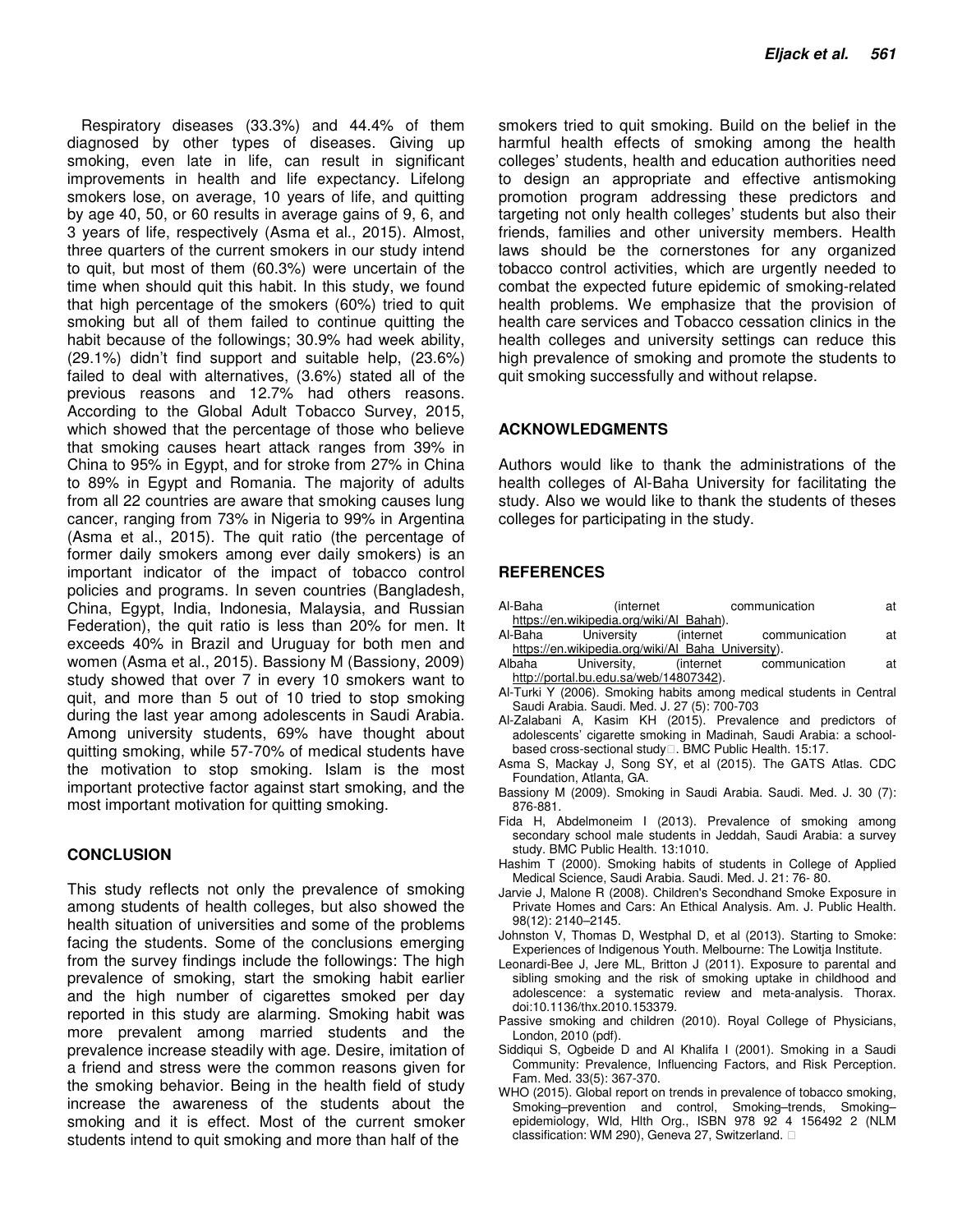Respiratory diseases (33.3%) and 44.4% of them diagnosed by other types of diseases. Giving up smoking, even late in life, can result in significant improvements in health and life expectancy. Lifelong smokers lose, on average, 10 years of life, and quitting by age 40, 50, or 60 results in average gains of 9, 6, and 3 years of life, respectively (Asma et al., 2015). Almost, three quarters of the current smokers in our study intend to quit, but most of them (60.3%) were uncertain of the time when should quit this habit. In this study, we found that high percentage of the smokers (60%) tried to quit smoking but all of them failed to continue quitting the habit because of the followings; 30.9% had week ability, (29.1%) didn't find support and suitable help, (23.6%) failed to deal with alternatives, (3.6%) stated all of the previous reasons and 12.7% had others reasons. According to the Global Adult Tobacco Survey, 2015, which showed that the percentage of those who believe that smoking causes heart attack ranges from 39% in China to 95% in Egypt, and for stroke from 27% in China to 89% in Egypt and Romania. The majority of adults from all 22 countries are aware that smoking causes lung cancer, ranging from 73% in Nigeria to 99% in Argentina (Asma et al., 2015). The quit ratio (the percentage of former daily smokers among ever daily smokers) is an important indicator of the impact of tobacco control policies and programs. In seven countries (Bangladesh, China, Egypt, India, Indonesia, Malaysia, and Russian Federation), the quit ratio is less than 20% for men. It exceeds 40% in Brazil and Uruguay for both men and women (Asma et al., 2015). Bassiony M (Bassiony, 2009) study showed that over 7 in every 10 smokers want to quit, and more than 5 out of 10 tried to stop smoking during the last year among adolescents in Saudi Arabia. Among university students, 69% have thought about quitting smoking, while 57-70% of medical students have the motivation to stop smoking. Islam is the most important protective factor against start smoking, and the most important motivation for quitting smoking.

## CONCLUSION

This study reflects not only the prevalence of smoking among students of health colleges, but also showed the health situation of universities and some of the problems facing the students. Some of the conclusions emerging from the survey findings include the followings: The high prevalence of smoking, start the smoking habit earlier and the high number of cigarettes smoked per day reported in this study are alarming. Smoking habit was more prevalent among married students and the prevalence increase steadily with age. Desire, imitation of a friend and stress were the common reasons given for the smoking behavior. Being in the health field of study increase the awareness of the students about the smoking and it is effect. Most of the current smoker students intend to quit smoking and more than half of the smokers tried to quit smoking. Build on the belief in the harmful health effects of smoking among the health colleges' students, health and education authorities need to design an appropriate and effective antismoking promotion program addressing these predictors and targeting not only health colleges' students but also their friends, families and other university members. Health laws should be the cornerstones for any organized tobacco control activities, which are urgently needed to combat the expected future epidemic of smoking-related health problems. We emphasize that the provision of health care services and Tobacco cessation clinics in the health colleges and university settings can reduce this high prevalence of smoking and promote the students to quit smoking successfully and without relapse.

## ACKNOWLEDGMENTS

Authors would like to thank the administrations of the health colleges of Al-Baha University for facilitating the study. Also we would like to thank the students of theses colleges for participating in the study.

## REFERENCES

Al-Baha (internet communication at https://en.wikipedia.org/wiki/Al_Bahah).

Al-Baha University (internet communication at https://en.wikipedia.org/wiki/Al_Baha_University).

Albaha University, (internet communication at http://portal.bu.edu.sa/web/14807342).

Al-Turki Y (2006). Smoking habits among medical students in Central Saudi Arabia. Saudi. Med. J. 27 (5): 700-703

Al-Zalabani A, Kasim KH (2015). Prevalence and predictors of adolescents' cigarette smoking in Madinah, Saudi Arabia: a school-based cross-sectional study. BMC Public Health. 15:17.

Asma S, Mackay J, Song SY, et al (2015). The GATS Atlas. CDC Foundation, Atlanta, GA.

Bassiony M (2009). Smoking in Saudi Arabia. Saudi. Med. J. 30 (7): 876-881.

Fida H, Abdelmoneim I (2013). Prevalence of smoking among secondary school male students in Jeddah, Saudi Arabia: a survey study. BMC Public Health. 13:1010.

Hashim T (2000). Smoking habits of students in College of Applied Medical Science, Saudi Arabia. Saudi. Med. J. 21: 76- 80.

Jarvie J, Malone R (2008). Children's Secondhand Smoke Exposure in Private Homes and Cars: An Ethical Analysis. Am. J. Public Health. 98(12): 2140–2145.

Johnston V, Thomas D, Westphal D, et al (2013). Starting to Smoke: Experiences of Indigenous Youth. Melbourne: The Lowitja Institute.

Leonardi-Bee J, Jere ML, Britton J (2011). Exposure to parental and sibling smoking and the risk of smoking uptake in childhood and adolescence: a systematic review and meta-analysis. Thorax. doi:10.1136/thx.2010.153379.

Passive smoking and children (2010). Royal College of Physicians, London, 2010 (pdf).

Siddiqui S, Ogbeide D and Al Khalifa I (2001). Smoking in a Saudi Community: Prevalence, Influencing Factors, and Risk Perception. Fam. Med. 33(5): 367-370.

WHO (2015). Global report on trends in prevalence of tobacco smoking, Smoking–prevention and control, Smoking–trends, Smoking–epidemiology, Wld, Hlth Org., ISBN 978 92 4 156492 2 (NLM classification: WM 290), Geneva 27, Switzerland.